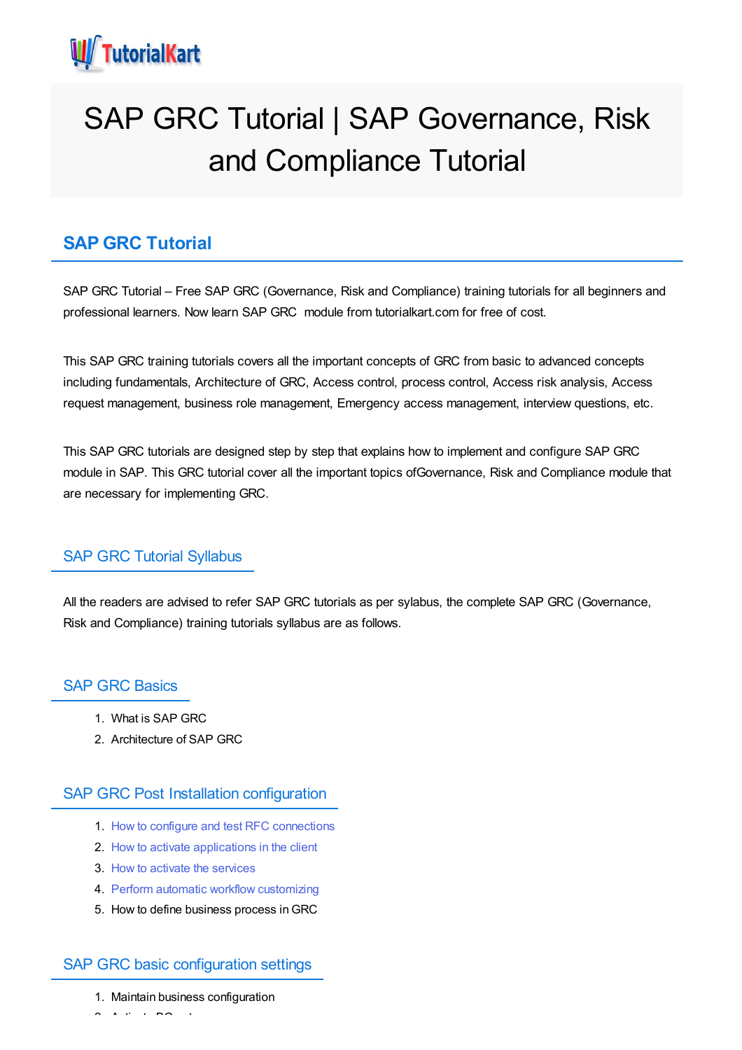# SAP GRC Tutorial | SAP Governance, Risk and Compliance Tutorial

## SAP GRC Tutorial

SAP GRC Tutorial – Free SAP GRC (Governance, Risk and Compliance) training tutorials for all beginners and professional learners. Now learn SAP GRC  module from tutorialkart.com for free of cost.

This SAP GRC training tutorials covers all the important concepts of GRC from basic to advanced concepts including fundamentals, Architecture of GRC, Access control, process control, Access risk analysis, Access request management, business role management, Emergency access management, interview questions, etc.

This SAP GRC tutorials are designed step by step that explains how to implement and configure SAP GRC module in SAP. This GRC tutorial cover all the important topics ofGovernance, Risk and Compliance module that are necessary for implementing GRC.

### SAP GRC Tutorial Syllabus

All the readers are advised to refer SAP GRC tutorials as per sylabus, the complete SAP GRC (Governance, Risk and Compliance) training tutorials syllabus are as follows.

### SAP GRC Basics

1. What is SAP GRC
2. Architecture of SAP GRC

### SAP GRC Post Installation configuration

1. How to configure and test RFC connections
2. How to activate applications in the client
3. How to activate the services
4. Perform automatic workflow customizing
5. How to define business process in GRC

### SAP GRC basic configuration settings

1. Maintain business configuration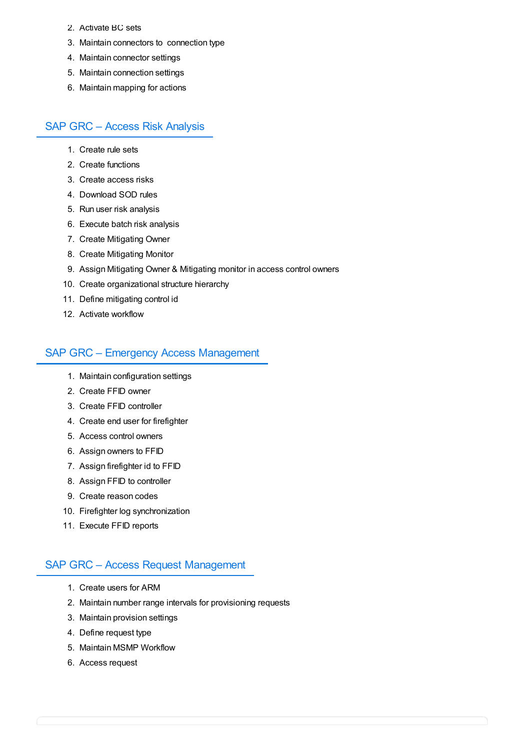2. Activate BC sets
3. Maintain connectors to  connection type
4. Maintain connector settings
5. Maintain connection settings
6. Maintain mapping for actions

## SAP GRC – Access Risk Analysis

1. Create rule sets
2. Create functions
3. Create access risks
4. Download SOD rules
5. Run user risk analysis
6. Execute batch risk analysis
7. Create Mitigating Owner
8. Create Mitigating Monitor
9. Assign Mitigating Owner & Mitigating monitor in access control owners
10. Create organizational structure hierarchy
11. Define mitigating control id
12. Activate workflow

## SAP GRC – Emergency Access Management

1. Maintain configuration settings
2. Create FFID owner
3. Create FFID controller
4. Create end user for firefighter
5. Access control owners
6. Assign owners to FFID
7. Assign firefighter id to FFID
8. Assign FFID to controller
9. Create reason codes
10. Firefighter log synchronization
11. Execute FFID reports

## SAP GRC – Access Request Management

1. Create users for ARM
2. Maintain number range intervals for provisioning requests
3. Maintain provision settings
4. Define request type
5. Maintain MSMP Workflow
6. Access request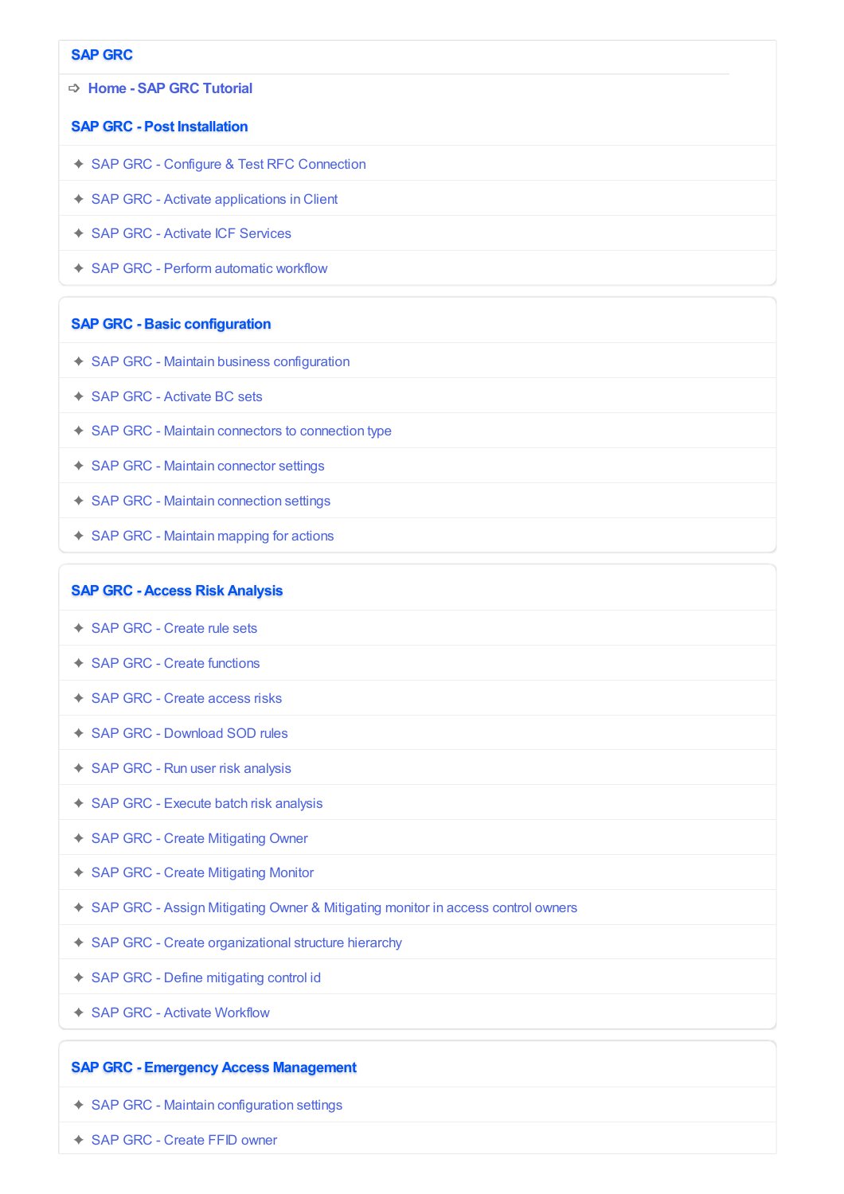## SAP GRC

➩ **Home - SAP GRC Tutorial**

### SAP GRC - Post Installation

- ✦ SAP GRC - Configure & Test RFC Connection
- ✦ SAP GRC - Activate applications in Client
- ✦ SAP GRC - Activate ICF Services
- ✦ SAP GRC - Perform automatic workflow

### SAP GRC - Basic configuration

- ✦ SAP GRC - Maintain business configuration
- ✦ SAP GRC - Activate BC sets
- ✦ SAP GRC - Maintain connectors to connection type
- ✦ SAP GRC - Maintain connector settings
- ✦ SAP GRC - Maintain connection settings
- ✦ SAP GRC - Maintain mapping for actions

### SAP GRC - Access Risk Analysis

- ✦ SAP GRC - Create rule sets
- ✦ SAP GRC - Create functions
- ✦ SAP GRC - Create access risks
- ✦ SAP GRC - Download SOD rules
- ✦ SAP GRC - Run user risk analysis
- ✦ SAP GRC - Execute batch risk analysis
- ✦ SAP GRC - Create Mitigating Owner
- ✦ SAP GRC - Create Mitigating Monitor
- ✦ SAP GRC - Assign Mitigating Owner & Mitigating monitor in access control owners
- ✦ SAP GRC - Create organizational structure hierarchy
- ✦ SAP GRC - Define mitigating control id
- ✦ SAP GRC - Activate Workflow

### SAP GRC - Emergency Access Management

- ✦ SAP GRC - Maintain configuration settings
- ✦ SAP GRC - Create FFID owner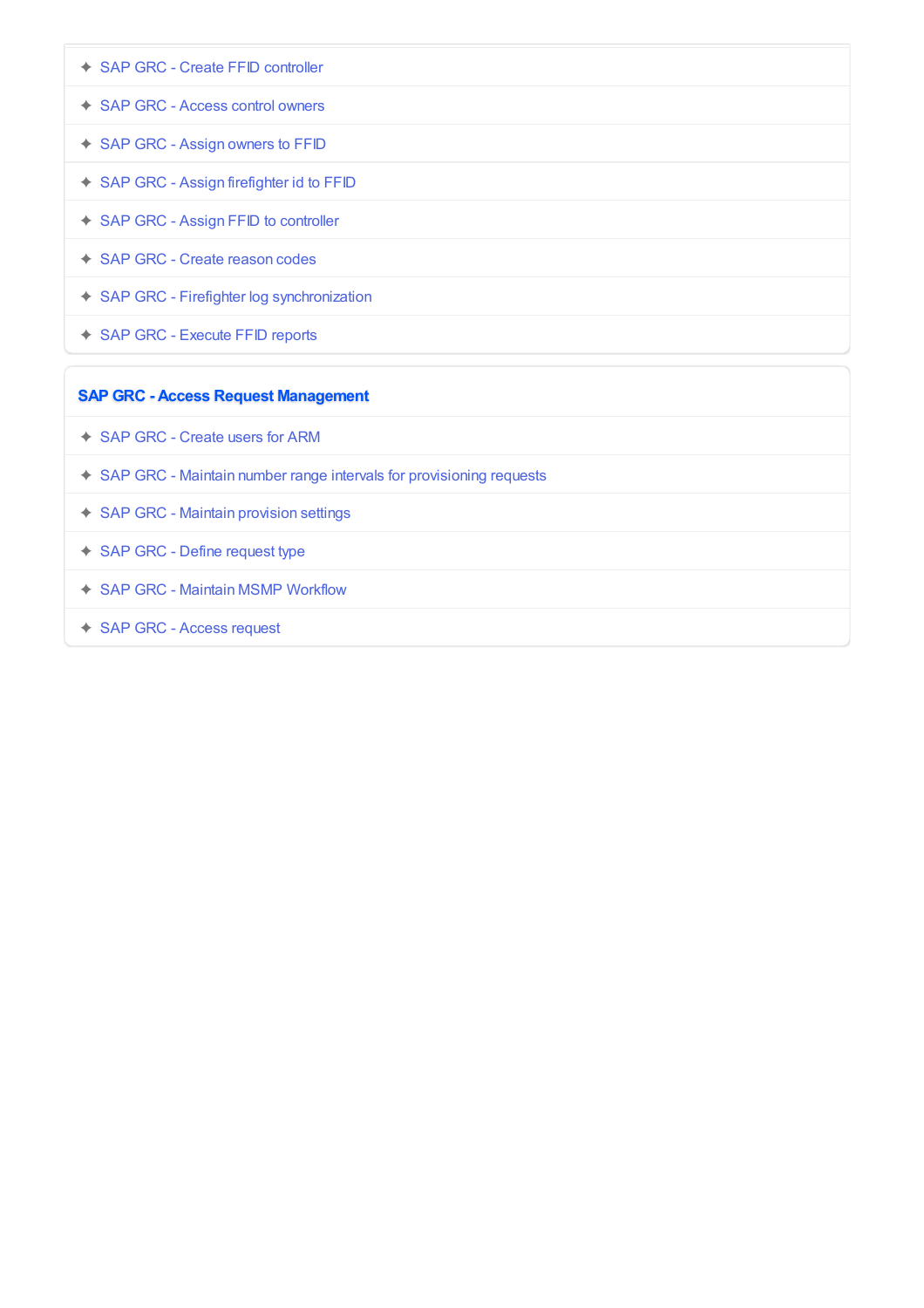- ✦ SAP GRC - Create FFID controller
- ✦ SAP GRC - Access control owners
- ✦ SAP GRC - Assign owners to FFID
- ✦ SAP GRC - Assign firefighter id to FFID
- ✦ SAP GRC - Assign FFID to controller
- ✦ SAP GRC - Create reason codes
- ✦ SAP GRC - Firefighter log synchronization
- ✦ SAP GRC - Execute FFID reports

**SAP GRC - Access Request Management**

- ✦ SAP GRC - Create users for ARM
- ✦ SAP GRC - Maintain number range intervals for provisioning requests
- ✦ SAP GRC - Maintain provision settings
- ✦ SAP GRC - Define request type
- ✦ SAP GRC - Maintain MSMP Workflow
- ✦ SAP GRC - Access request